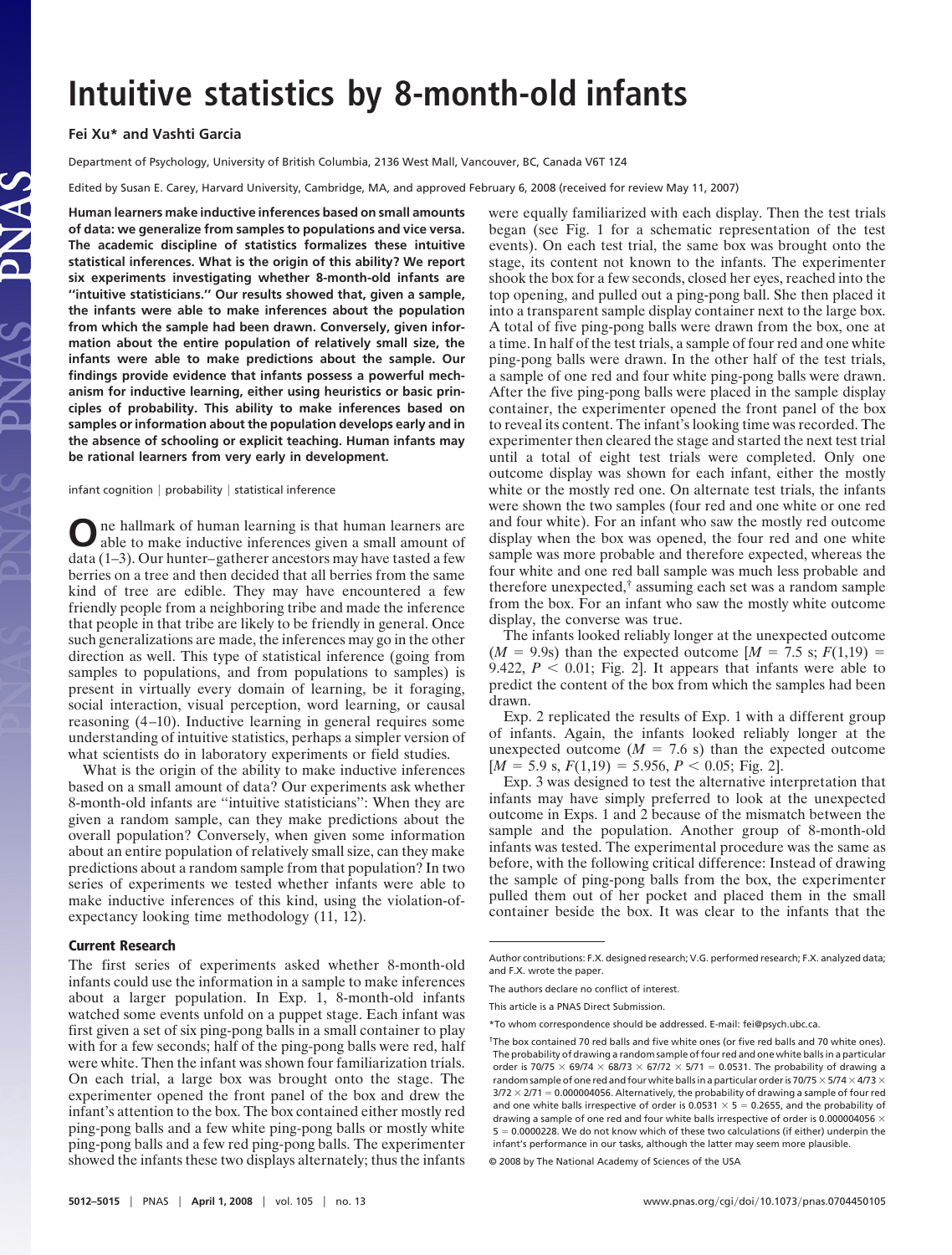# Intuitive statistics by 8-month-old infants

**Fei Xu* and Vashti Garcia**

Department of Psychology, University of British Columbia, 2136 West Mall, Vancouver, BC, Canada V6T 1Z4

Edited by Susan E. Carey, Harvard University, Cambridge, MA, and approved February 6, 2008 (received for review May 11, 2007)

**Human learners make inductive inferences based on small amounts of data: we generalize from samples to populations and vice versa. The academic discipline of statistics formalizes these intuitive statistical inferences. What is the origin of this ability? We report six experiments investigating whether 8-month-old infants are "intuitive statisticians." Our results showed that, given a sample, the infants were able to make inferences about the population from which the sample had been drawn. Conversely, given information about the entire population of relatively small size, the infants were able to make predictions about the sample. Our findings provide evidence that infants possess a powerful mechanism for inductive learning, either using heuristics or basic principles of probability. This ability to make inferences based on samples or information about the population develops early and in the absence of schooling or explicit teaching. Human infants may be rational learners from very early in development.**

infant cognition | probability | statistical inference

One hallmark of human learning is that human learners are able to make inductive inferences given a small amount of data (1–3). Our hunter–gatherer ancestors may have tasted a few berries on a tree and then decided that all berries from the same kind of tree are edible. They may have encountered a few friendly people from a neighboring tribe and made the inference that people in that tribe are likely to be friendly in general. Once such generalizations are made, the inferences may go in the other direction as well. This type of statistical inference (going from samples to populations, and from populations to samples) is present in virtually every domain of learning, be it foraging, social interaction, visual perception, word learning, or causal reasoning (4–10). Inductive learning in general requires some understanding of intuitive statistics, perhaps a simpler version of what scientists do in laboratory experiments or field studies.

What is the origin of the ability to make inductive inferences based on a small amount of data? Our experiments ask whether 8-month-old infants are "intuitive statisticians": When they are given a random sample, can they make predictions about the overall population? Conversely, when given some information about an entire population of relatively small size, can they make predictions about a random sample from that population? In two series of experiments we tested whether infants were able to make inductive inferences of this kind, using the violation-of-expectancy looking time methodology (11, 12).

## Current Research

The first series of experiments asked whether 8-month-old infants could use the information in a sample to make inferences about a larger population. In Exp. 1, 8-month-old infants watched some events unfold on a puppet stage. Each infant was first given a set of six ping-pong balls in a small container to play with for a few seconds; half of the ping-pong balls were red, half were white. Then the infant was shown four familiarization trials. On each trial, a large box was brought onto the stage. The experimenter opened the front panel of the box and drew the infant's attention to the box. The box contained either mostly red ping-pong balls and a few white ping-pong balls or mostly white ping-pong balls and a few red ping-pong balls. The experimenter showed the infants these two displays alternately; thus the infants were equally familiarized with each display. Then the test trials began (see Fig. 1 for a schematic representation of the test events). On each test trial, the same box was brought onto the stage, its content not known to the infants. The experimenter shook the box for a few seconds, closed her eyes, reached into the top opening, and pulled out a ping-pong ball. She then placed it into a transparent sample display container next to the large box. A total of five ping-pong balls were drawn from the box, one at a time. In half of the test trials, a sample of four red and one white ping-pong balls were drawn. In the other half of the test trials, a sample of one red and four white ping-pong balls were drawn. After the five ping-pong balls were placed in the sample display container, the experimenter opened the front panel of the box to reveal its content. The infant's looking time was recorded. The experimenter then cleared the stage and started the next test trial until a total of eight test trials were completed. Only one outcome display was shown for each infant, either the mostly white or the mostly red one. On alternate test trials, the infants were shown the two samples (four red and one white or one red and four white). For an infant who saw the mostly red outcome display when the box was opened, the four red and one white sample was more probable and therefore expected, whereas the four white and one red ball sample was much less probable and therefore unexpected,[†] assuming each set was a random sample from the box. For an infant who saw the mostly white outcome display, the converse was true.

The infants looked reliably longer at the unexpected outcome ($M$ = 9.9s) than the expected outcome [$M$ = 7.5 s; $F(1,19)$ = 9.422, $P < 0.01$; Fig. 2]. It appears that infants were able to predict the content of the box from which the samples had been drawn.

Exp. 2 replicated the results of Exp. 1 with a different group of infants. Again, the infants looked reliably longer at the unexpected outcome ($M$ = 7.6 s) than the expected outcome [$M$ = 5.9 s, $F(1,19)$ = 5.956, $P < 0.05$; Fig. 2].

Exp. 3 was designed to test the alternative interpretation that infants may have simply preferred to look at the unexpected outcome in Exps. 1 and 2 because of the mismatch between the sample and the population. Another group of 8-month-old infants was tested. The experimental procedure was the same as before, with the following critical difference: Instead of drawing the sample of ping-pong balls from the box, the experimenter pulled them out of her pocket and placed them in the small container beside the box. It was clear to the infants that the

---

Author contributions: F.X. designed research; V.G. performed research; F.X. analyzed data; and F.X. wrote the paper.

The authors declare no conflict of interest.

This article is a PNAS Direct Submission.

*To whom correspondence should be addressed. E-mail: fei@psych.ubc.ca.

[†]The box contained 70 red balls and five white ones (or five red balls and 70 white ones). The probability of drawing a random sample of four red and one white balls in a particular order is $70/75 \times 69/74 \times 68/73 \times 67/72 \times 5/71 = 0.0531$. The probability of drawing a random sample of one red and four white balls in a particular order is $70/75 \times 5/74 \times 4/73 \times 3/72 \times 2/71 = 0.000004056$. Alternatively, the probability of drawing a sample of four red and one white balls irrespective of order is $0.0531 \times 5 = 0.2655$, and the probability of drawing a sample of one red and four white balls irrespective of order is $0.000004056 \times 5 = 0.0000228$. We do not know which of these two calculations (if either) underpin the infant's performance in our tasks, although the latter may seem more plausible.

© 2008 by The National Academy of Sciences of the USA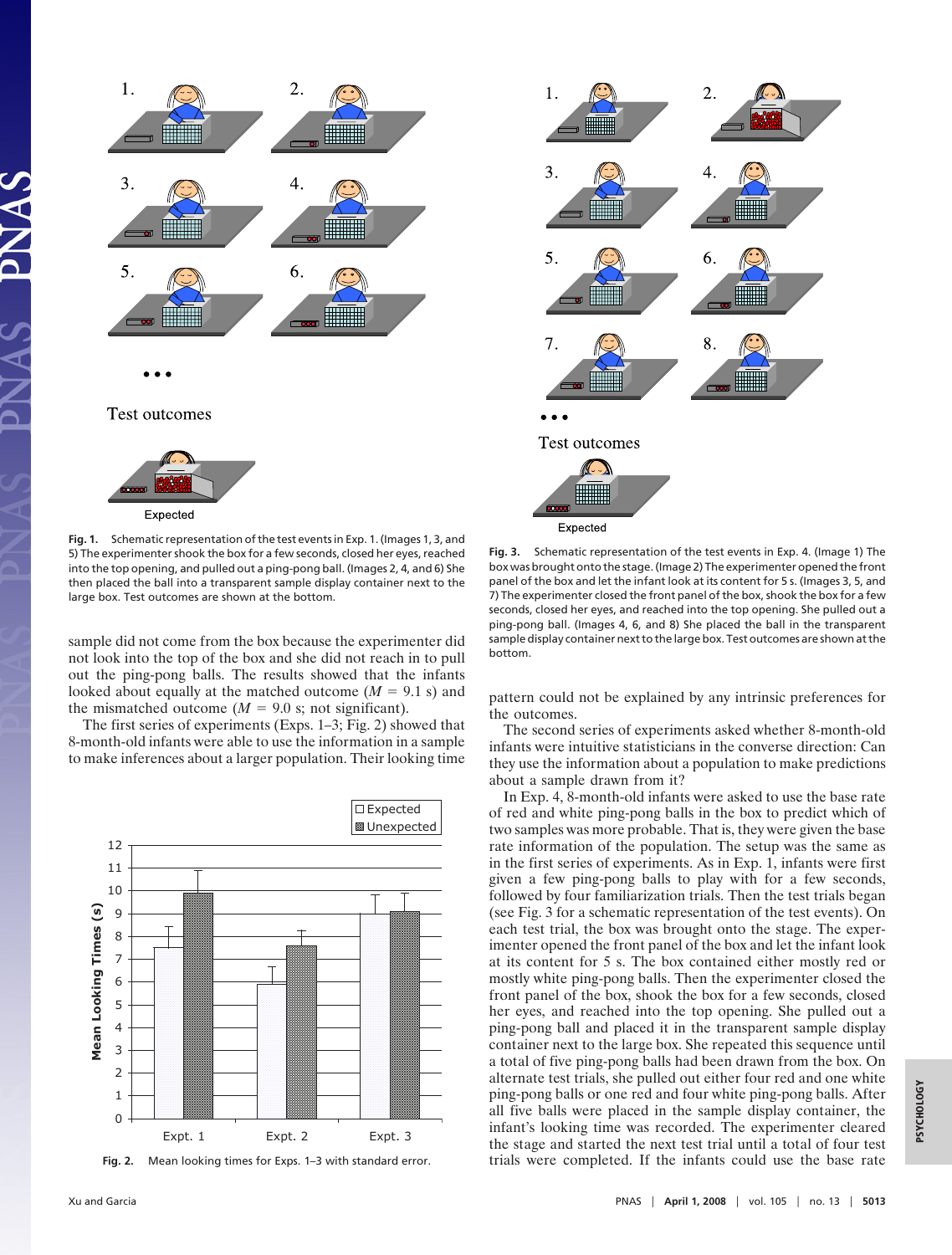Fig. 1. Schematic representation of the test events in Exp. 1. (Images 1, 3, and 5) The experimenter shook the box for a few seconds, closed her eyes, reached into the top opening, and pulled out a ping-pong ball. (Images 2, 4, and 6) She then placed the ball into a transparent sample display container next to the large box. Test outcomes are shown at the bottom.

sample did not come from the box because the experimenter did not look into the top of the box and she did not reach in to pull out the ping-pong balls. The results showed that the infants looked about equally at the matched outcome ($M = 9.1$ s) and the mismatched outcome ($M = 9.0$ s; not significant).

The first series of experiments (Exps. 1–3; Fig. 2) showed that 8-month-old infants were able to use the information in a sample to make inferences about a larger population. Their looking time

Fig. 2. Mean looking times for Exps. 1–3 with standard error.

Fig. 3. Schematic representation of the test events in Exp. 4. (Image 1) The box was brought onto the stage. (Image 2) The experimenter opened the front panel of the box and let the infant look at its content for 5 s. (Images 3, 5, and 7) The experimenter closed the front panel of the box, shook the box for a few seconds, closed her eyes, and reached into the top opening. She pulled out a ping-pong ball. (Images 4, 6, and 8) She placed the ball in the transparent sample display container next to the large box. Test outcomes are shown at the bottom.

pattern could not be explained by any intrinsic preferences for the outcomes.

The second series of experiments asked whether 8-month-old infants were intuitive statisticians in the converse direction: Can they use the information about a population to make predictions about a sample drawn from it?

In Exp. 4, 8-month-old infants were asked to use the base rate of red and white ping-pong balls in the box to predict which of two samples was more probable. That is, they were given the base rate information of the population. The setup was the same as in the first series of experiments. As in Exp. 1, infants were first given a few ping-pong balls to play with for a few seconds, followed by four familiarization trials. Then the test trials began (see Fig. 3 for a schematic representation of the test events). On each test trial, the box was brought onto the stage. The experimenter opened the front panel of the box and let the infant look at its content for 5 s. The box contained either mostly red or mostly white ping-pong balls. Then the experimenter closed the front panel of the box, shook the box for a few seconds, closed her eyes, and reached into the top opening. She pulled out a ping-pong ball and placed it in the transparent sample display container next to the large box. She repeated this sequence until a total of five ping-pong balls had been drawn from the box. On alternate test trials, she pulled out either four red and one white ping-pong balls or one red and four white ping-pong balls. After all five balls were placed in the sample display container, the infant's looking time was recorded. The experimenter cleared the stage and started the next test trial until a total of four test trials were completed. If the infants could use the base rate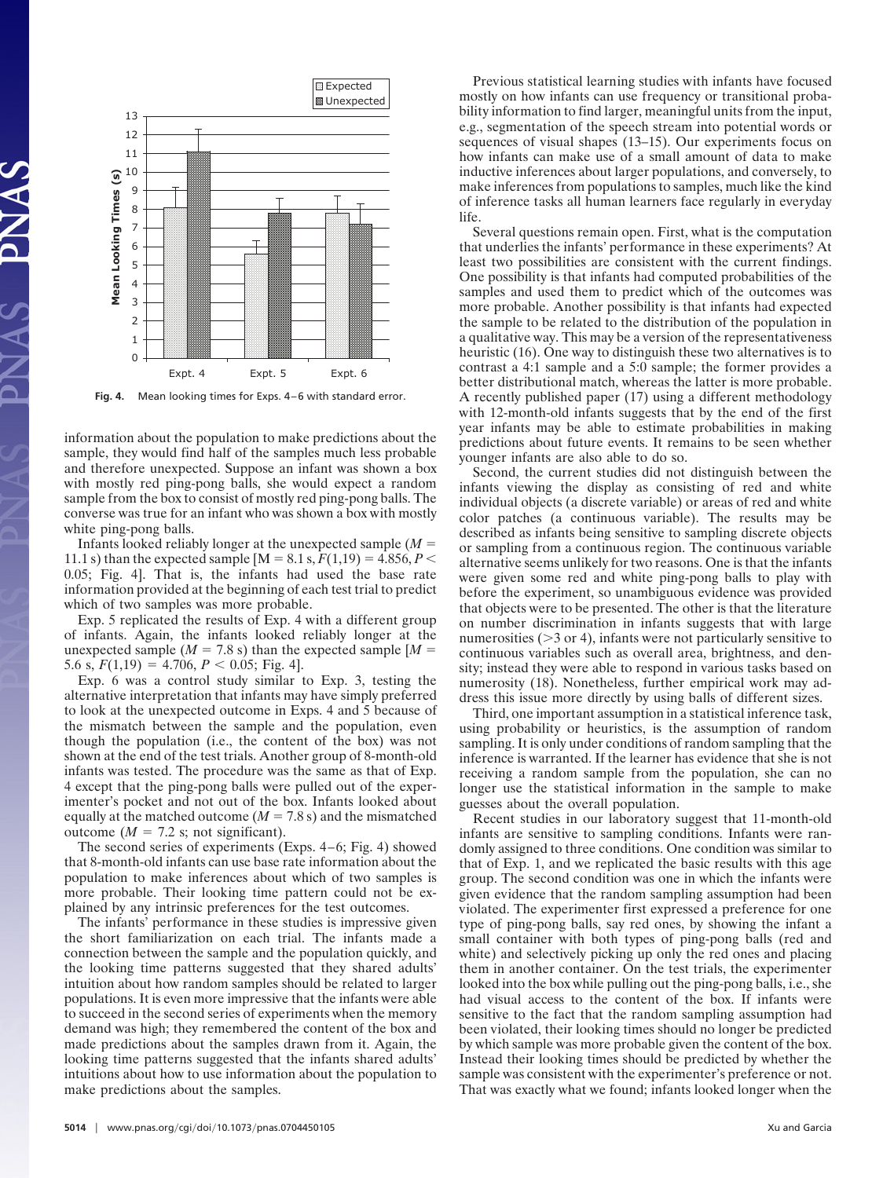Fig. 4. Mean looking times for Exps. 4–6 with standard error.

information about the population to make predictions about the sample, they would find half of the samples much less probable and therefore unexpected. Suppose an infant was shown a box with mostly red ping-pong balls, she would expect a random sample from the box to consist of mostly red ping-pong balls. The converse was true for an infant who was shown a box with mostly white ping-pong balls.

Infants looked reliably longer at the unexpected sample ($M$ = 11.1 s) than the expected sample [M = 8.1 s, $F(1,19) = 4.856$, $P < 0.05$; Fig. 4]. That is, the infants had used the base rate information provided at the beginning of each test trial to predict which of two samples was more probable.

Exp. 5 replicated the results of Exp. 4 with a different group of infants. Again, the infants looked reliably longer at the unexpected sample ($M$ = 7.8 s) than the expected sample [$M$ = 5.6 s, $F(1,19) = 4.706$, $P < 0.05$; Fig. 4].

Exp. 6 was a control study similar to Exp. 3, testing the alternative interpretation that infants may have simply preferred to look at the unexpected outcome in Exps. 4 and 5 because of the mismatch between the sample and the population, even though the population (i.e., the content of the box) was not shown at the end of the test trials. Another group of 8-month-old infants was tested. The procedure was the same as that of Exp. 4 except that the ping-pong balls were pulled out of the experimenter's pocket and not out of the box. Infants looked about equally at the matched outcome ($M$ = 7.8 s) and the mismatched outcome ($M$ = 7.2 s; not significant).

The second series of experiments (Exps. 4–6; Fig. 4) showed that 8-month-old infants can use base rate information about the population to make inferences about which of two samples is more probable. Their looking time pattern could not be explained by any intrinsic preferences for the test outcomes.

The infants' performance in these studies is impressive given the short familiarization on each trial. The infants made a connection between the sample and the population quickly, and the looking time patterns suggested that they shared adults' intuition about how random samples should be related to larger populations. It is even more impressive that the infants were able to succeed in the second series of experiments when the memory demand was high; they remembered the content of the box and made predictions about the samples drawn from it. Again, the looking time patterns suggested that the infants shared adults' intuitions about how to use information about the population to make predictions about the samples.

Previous statistical learning studies with infants have focused mostly on how infants can use frequency or transitional probability information to find larger, meaningful units from the input, e.g., segmentation of the speech stream into potential words or sequences of visual shapes (13–15). Our experiments focus on how infants can make use of a small amount of data to make inductive inferences about larger populations, and conversely, to make inferences from populations to samples, much like the kind of inference tasks all human learners face regularly in everyday life.

Several questions remain open. First, what is the computation that underlies the infants' performance in these experiments? At least two possibilities are consistent with the current findings. One possibility is that infants had computed probabilities of the samples and used them to predict which of the outcomes was more probable. Another possibility is that infants had expected the sample to be related to the distribution of the population in a qualitative way. This may be a version of the representativeness heuristic (16). One way to distinguish these two alternatives is to contrast a 4:1 sample and a 5:0 sample; the former provides a better distributional match, whereas the latter is more probable. A recently published paper (17) using a different methodology with 12-month-old infants suggests that by the end of the first year infants may be able to estimate probabilities in making predictions about future events. It remains to be seen whether younger infants are also able to do so.

Second, the current studies did not distinguish between the infants viewing the display as consisting of red and white individual objects (a discrete variable) or areas of red and white color patches (a continuous variable). The results may be described as infants being sensitive to sampling discrete objects or sampling from a continuous region. The continuous variable alternative seems unlikely for two reasons. One is that the infants were given some red and white ping-pong balls to play with before the experiment, so unambiguous evidence was provided that objects were to be presented. The other is that the literature on number discrimination in infants suggests that with large numerosities (>3 or 4), infants were not particularly sensitive to continuous variables such as overall area, brightness, and density; instead they were able to respond in various tasks based on numerosity (18). Nonetheless, further empirical work may address this issue more directly by using balls of different sizes.

Third, one important assumption in a statistical inference task, using probability or heuristics, is the assumption of random sampling. It is only under conditions of random sampling that the inference is warranted. If the learner has evidence that she is not receiving a random sample from the population, she can no longer use the statistical information in the sample to make guesses about the overall population.

Recent studies in our laboratory suggest that 11-month-old infants are sensitive to sampling conditions. Infants were randomly assigned to three conditions. One condition was similar to that of Exp. 1, and we replicated the basic results with this age group. The second condition was one in which the infants were given evidence that the random sampling assumption had been violated. The experimenter first expressed a preference for one type of ping-pong balls, say red ones, by showing the infant a small container with both types of ping-pong balls (red and white) and selectively picking up only the red ones and placing them in another container. On the test trials, the experimenter looked into the box while pulling out the ping-pong balls, i.e., she had visual access to the content of the box. If infants were sensitive to the fact that the random sampling assumption had been violated, their looking times should no longer be predicted by which sample was more probable given the content of the box. Instead their looking times should be predicted by whether the sample was consistent with the experimenter's preference or not. That was exactly what we found; infants looked longer when the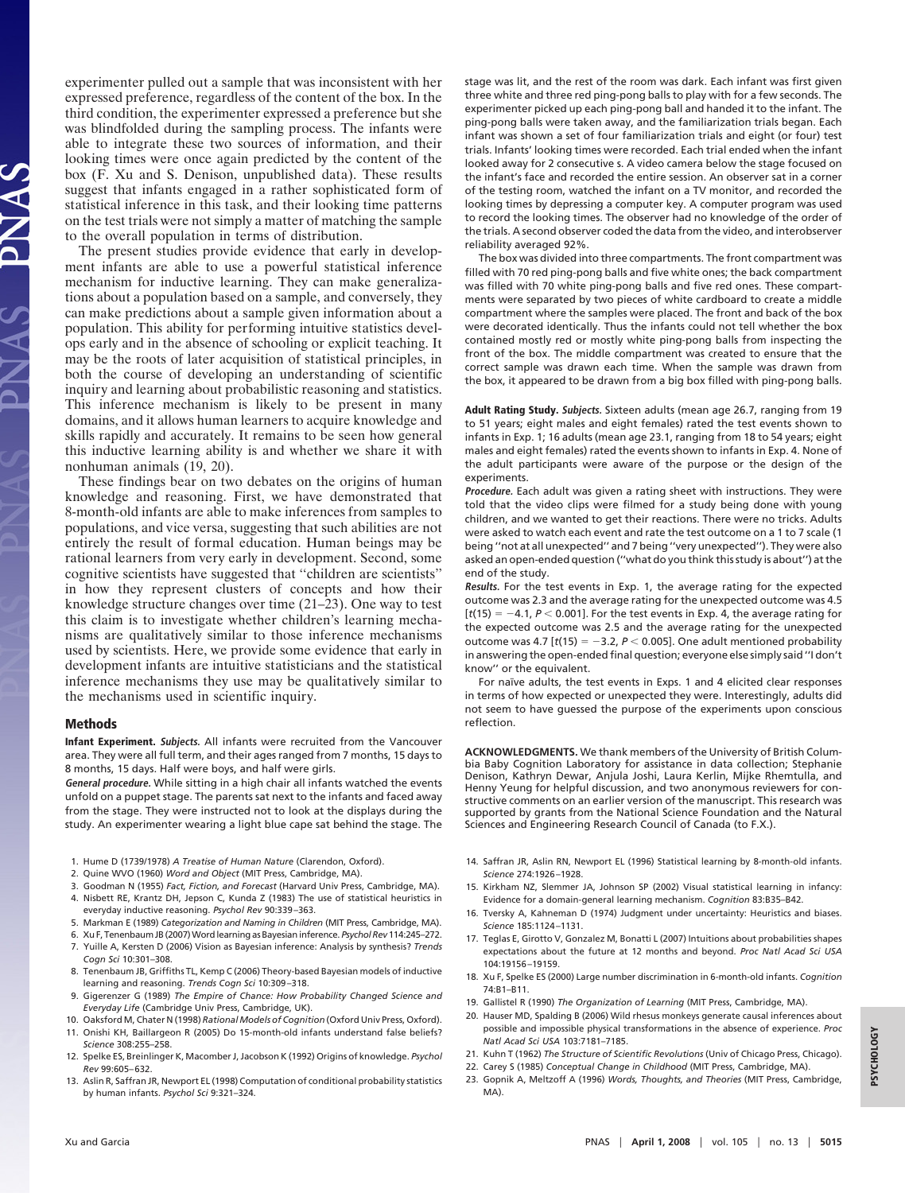experimenter pulled out a sample that was inconsistent with her expressed preference, regardless of the content of the box. In the third condition, the experimenter expressed a preference but she was blindfolded during the sampling process. The infants were able to integrate these two sources of information, and their looking times were once again predicted by the content of the box (F. Xu and S. Denison, unpublished data). These results suggest that infants engaged in a rather sophisticated form of statistical inference in this task, and their looking time patterns on the test trials were not simply a matter of matching the sample to the overall population in terms of distribution.

The present studies provide evidence that early in development infants are able to use a powerful statistical inference mechanism for inductive learning. They can make generalizations about a population based on a sample, and conversely, they can make predictions about a sample given information about a population. This ability for performing intuitive statistics develops early and in the absence of schooling or explicit teaching. It may be the roots of later acquisition of statistical principles, in both the course of developing an understanding of scientific inquiry and learning about probabilistic reasoning and statistics. This inference mechanism is likely to be present in many domains, and it allows human learners to acquire knowledge and skills rapidly and accurately. It remains to be seen how general this inductive learning ability is and whether we share it with nonhuman animals (19, 20).

These findings bear on two debates on the origins of human knowledge and reasoning. First, we have demonstrated that 8-month-old infants are able to make inferences from samples to populations, and vice versa, suggesting that such abilities are not entirely the result of formal education. Human beings may be rational learners from very early in development. Second, some cognitive scientists have suggested that "children are scientists" in how they represent clusters of concepts and how their knowledge structure changes over time (21–23). One way to test this claim is to investigate whether children's learning mechanisms are qualitatively similar to those inference mechanisms used by scientists. Here, we provide some evidence that early in development infants are intuitive statisticians and the statistical inference mechanisms they use may be qualitatively similar to the mechanisms used in scientific inquiry.

## Methods

**Infant Experiment.** ***Subjects.*** All infants were recruited from the Vancouver area. They were all full term, and their ages ranged from 7 months, 15 days to 8 months, 15 days. Half were boys, and half were girls.

***General procedure.*** While sitting in a high chair all infants watched the events unfold on a puppet stage. The parents sat next to the infants and faced away from the stage. They were instructed not to look at the displays during the study. An experimenter wearing a light blue cape sat behind the stage. The stage was lit, and the rest of the room was dark. Each infant was first given three white and three red ping-pong balls to play with for a few seconds. The experimenter picked up each ping-pong ball and handed it to the infant. The ping-pong balls were taken away, and the familiarization trials began. Each infant was shown a set of four familiarization trials and eight (or four) test trials. Infants' looking times were recorded. Each trial ended when the infant looked away for 2 consecutive s. A video camera below the stage focused on the infant's face and recorded the entire session. An observer sat in a corner of the testing room, watched the infant on a TV monitor, and recorded the looking times by depressing a computer key. A computer program was used to record the looking times. The observer had no knowledge of the order of the trials. A second observer coded the data from the video, and interobserver reliability averaged 92%.

The box was divided into three compartments. The front compartment was filled with 70 red ping-pong balls and five white ones; the back compartment was filled with 70 white ping-pong balls and five red ones. These compartments were separated by two pieces of white cardboard to create a middle compartment where the samples were placed. The front and back of the box were decorated identically. Thus the infants could not tell whether the box contained mostly red or mostly white ping-pong balls from inspecting the front of the box. The middle compartment was created to ensure that the correct sample was drawn each time. When the sample was drawn from the box, it appeared to be drawn from a big box filled with ping-pong balls.

**Adult Rating Study.** ***Subjects.*** Sixteen adults (mean age 26.7, ranging from 19 to 51 years; eight males and eight females) rated the test events shown to infants in Exp. 1; 16 adults (mean age 23.1, ranging from 18 to 54 years; eight males and eight females) rated the events shown to infants in Exp. 4. None of the adult participants were aware of the purpose or the design of the experiments.

***Procedure.*** Each adult was given a rating sheet with instructions. They were told that the video clips were filmed for a study being done with young children, and we wanted to get their reactions. There were no tricks. Adults were asked to watch each event and rate the test outcome on a 1 to 7 scale (1 being "not at all unexpected" and 7 being "very unexpected"). They were also asked an open-ended question ("what do you think this study is about") at the end of the study.

***Results.*** For the test events in Exp. 1, the average rating for the expected outcome was 2.3 and the average rating for the unexpected outcome was 4.5 [$t(15) = -4.1$, $P < 0.001$]. For the test events in Exp. 4, the average rating for the expected outcome was 2.5 and the average rating for the unexpected outcome was 4.7 [$t(15) = -3.2$, $P < 0.005$]. One adult mentioned probability in answering the open-ended final question; everyone else simply said "I don't know" or the equivalent.

For naïve adults, the test events in Exps. 1 and 4 elicited clear responses in terms of how expected or unexpected they were. Interestingly, adults did not seem to have guessed the purpose of the experiments upon conscious reflection.

**ACKNOWLEDGMENTS.** We thank members of the University of British Columbia Baby Cognition Laboratory for assistance in data collection; Stephanie Denison, Kathryn Dewar, Anjula Joshi, Laura Kerlin, Mijke Rhemtulla, and Henny Yeung for helpful discussion, and two anonymous reviewers for constructive comments on an earlier version of the manuscript. This research was supported by grants from the National Science Foundation and the Natural Sciences and Engineering Research Council of Canada (to F.X.).

1. Hume D (1739/1978) *A Treatise of Human Nature* (Clarendon, Oxford).
2. Quine WVO (1960) *Word and Object* (MIT Press, Cambridge, MA).
3. Goodman N (1955) *Fact, Fiction, and Forecast* (Harvard Univ Press, Cambridge, MA).
4. Nisbett RE, Krantz DH, Jepson C, Kunda Z (1983) The use of statistical heuristics in everyday inductive reasoning. *Psychol Rev* 90:339–363.
5. Markman E (1989) *Categorization and Naming in Children* (MIT Press, Cambridge, MA).
6. Xu F, Tenenbaum JB (2007) Word learning as Bayesian inference. *Psychol Rev* 114:245–272.
7. Yuille A, Kersten D (2006) Vision as Bayesian inference: Analysis by synthesis? *Trends Cogn Sci* 10:301–308.
8. Tenenbaum JB, Griffiths TL, Kemp C (2006) Theory-based Bayesian models of inductive learning and reasoning. *Trends Cogn Sci* 10:309–318.
9. Gigerenzer G (1989) *The Empire of Chance: How Probability Changed Science and Everyday Life* (Cambridge Univ Press, Cambridge, UK).
10. Oaksford M, Chater N (1998) *Rational Models of Cognition* (Oxford Univ Press, Oxford).
11. Onishi KH, Baillargeon R (2005) Do 15-month-old infants understand false beliefs? *Science* 308:255–258.
12. Spelke ES, Breinlinger K, Macomber J, Jacobson K (1992) Origins of knowledge. *Psychol Rev* 99:605–632.
13. Aslin R, Saffran JR, Newport EL (1998) Computation of conditional probability statistics by human infants. *Psychol Sci* 9:321–324.
14. Saffran JR, Aslin RN, Newport EL (1996) Statistical learning by 8-month-old infants. *Science* 274:1926–1928.
15. Kirkham NZ, Slemmer JA, Johnson SP (2002) Visual statistical learning in infancy: Evidence for a domain-general learning mechanism. *Cognition* 83:B35–B42.
16. Tversky A, Kahneman D (1974) Judgment under uncertainty: Heuristics and biases. *Science* 185:1124–1131.
17. Teglas E, Girotto V, Gonzalez M, Bonatti L (2007) Intuitions about probabilities shapes expectations about the future at 12 months and beyond. *Proc Natl Acad Sci USA* 104:19156–19159.
18. Xu F, Spelke ES (2000) Large number discrimination in 6-month-old infants. *Cognition* 74:B1–B11.
19. Gallistel R (1990) *The Organization of Learning* (MIT Press, Cambridge, MA).
20. Hauser MD, Spalding B (2006) Wild rhesus monkeys generate causal inferences about possible and impossible physical transformations in the absence of experience. *Proc Natl Acad Sci USA* 103:7181–7185.
21. Kuhn T (1962) *The Structure of Scientific Revolutions* (Univ of Chicago Press, Chicago).
22. Carey S (1985) *Conceptual Change in Childhood* (MIT Press, Cambridge, MA).
23. Gopnik A, Meltzoff A (1996) *Words, Thoughts, and Theories* (MIT Press, Cambridge, MA).